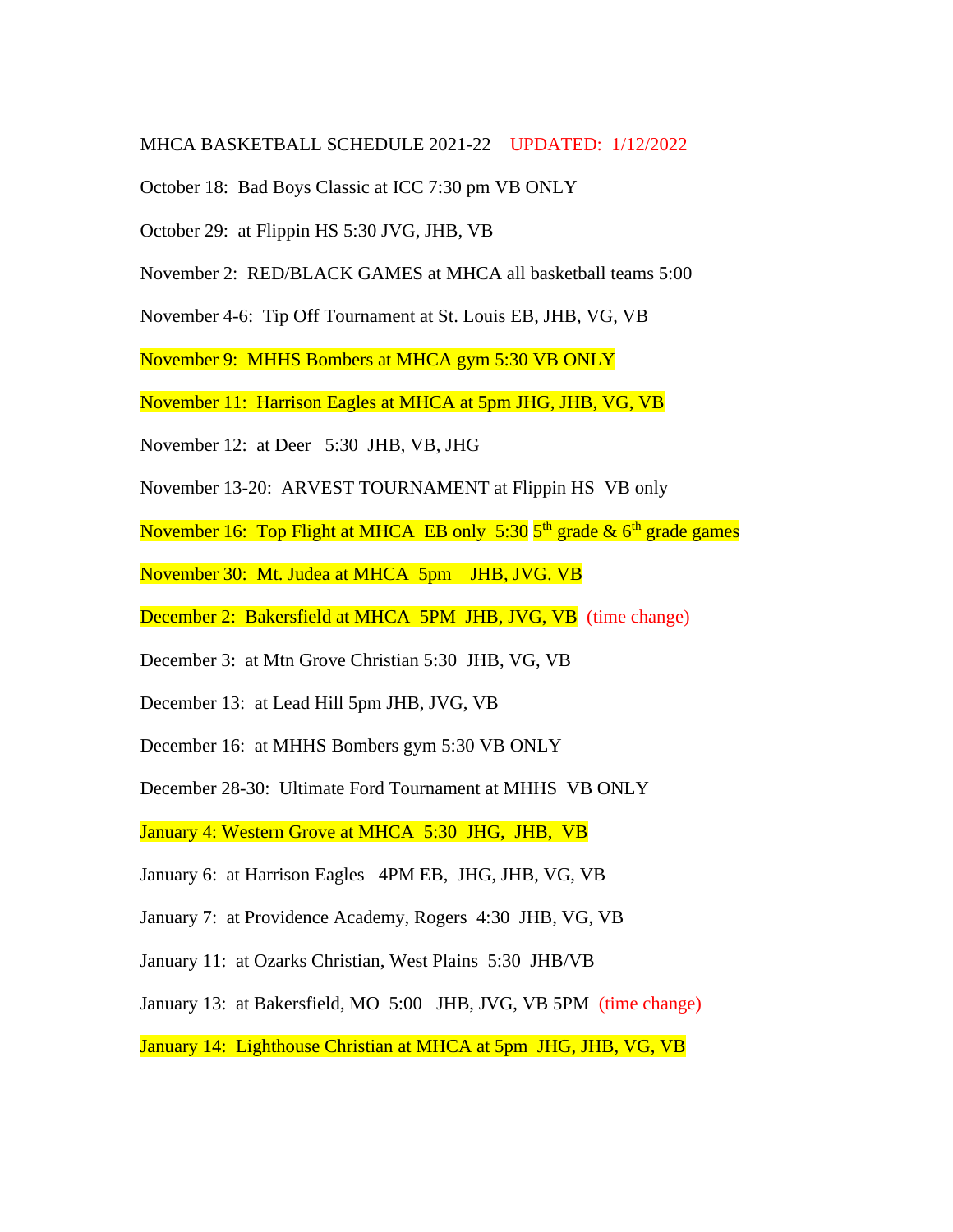MHCA BASKETBALL SCHEDULE 2021-22 UPDATED: 1/12/2022

October 18: Bad Boys Classic at ICC 7:30 pm VB ONLY

October 29: at Flippin HS 5:30 JVG, JHB, VB

November 2: RED/BLACK GAMES at MHCA all basketball teams 5:00

November 4-6: Tip Off Tournament at St. Louis EB, JHB, VG, VB

November 9: MHHS Bombers at MHCA gym 5:30 VB ONLY

November 11: Harrison Eagles at MHCA at 5pm JHG, JHB, VG, VB

November 12: at Deer 5:30 JHB, VB, JHG

November 13-20: ARVEST TOURNAMENT at Flippin HS VB only

November 16: Top Flight at MHCA EB only 5:30 5th grade & 6th grade games

November 30: Mt. Judea at MHCA 5pm JHB, JVG. VB

December 2: Bakersfield at MHCA 5PM JHB, JVG, VB (time change)

December 3: at Mtn Grove Christian 5:30 JHB, VG, VB

December 13: at Lead Hill 5pm JHB, JVG, VB

December 16: at MHHS Bombers gym 5:30 VB ONLY

December 28-30: Ultimate Ford Tournament at MHHS VB ONLY

January 4: Western Grove at MHCA 5:30 JHG, JHB, VB

January 6: at Harrison Eagles 4PM EB, JHG, JHB, VG, VB

January 7: at Providence Academy, Rogers 4:30 JHB, VG, VB

January 11: at Ozarks Christian, West Plains 5:30 JHB/VB

January 13: at Bakersfield, MO 5:00 JHB, JVG, VB 5PM (time change)

January 14: Lighthouse Christian at MHCA at 5pm JHG, JHB, VG, VB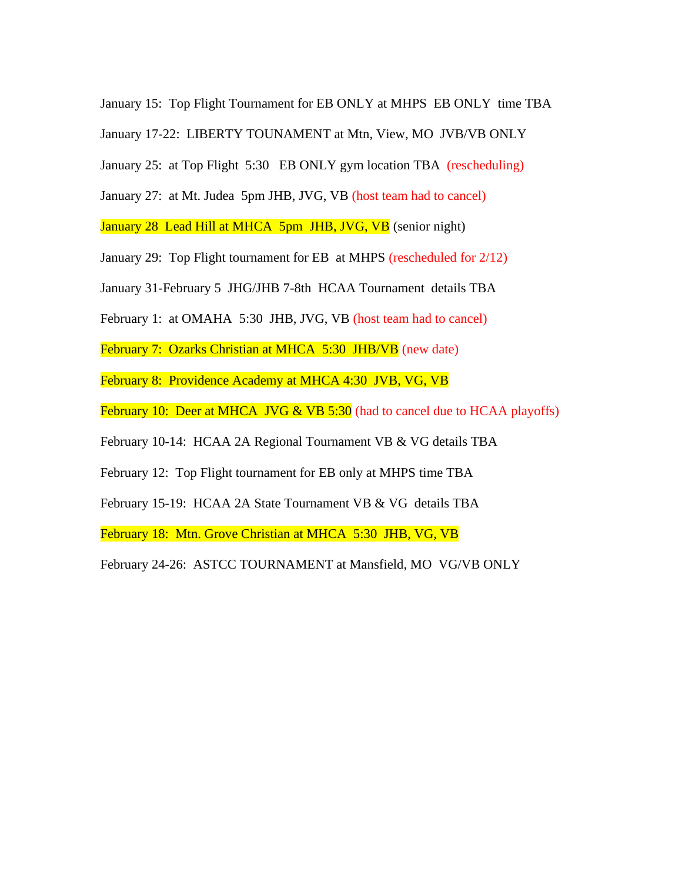January 15:  Top Flight Tournament for EB ONLY at MHPS  EB ONLY  time TBA

January 17-22:  LIBERTY TOUNAMENT at Mtn, View, MO  JVB/VB ONLY

January 25:  at Top Flight  5:30   EB ONLY gym location TBA  (rescheduling)

January 27:  at Mt. Judea  5pm JHB, JVG, VB (host team had to cancel)

January 28  Lead Hill at MHCA  5pm  JHB, JVG, VB (senior night)

January 29:  Top Flight tournament for EB  at MHPS (rescheduled for 2/12)

January 31-February 5  JHG/JHB 7-8th  HCAA Tournament  details TBA

February 1:  at OMAHA  5:30  JHB, JVG, VB (host team had to cancel)

February 7:  Ozarks Christian at MHCA  5:30  JHB/VB (new date)

February 8:  Providence Academy at MHCA 4:30  JVB, VG, VB

February 10:  Deer at MHCA  JVG & VB 5:30 (had to cancel due to HCAA playoffs)

February 10-14:  HCAA 2A Regional Tournament VB & VG details TBA

February 12:  Top Flight tournament for EB only at MHPS time TBA

February 15-19:  HCAA 2A State Tournament VB & VG  details TBA

February 18:  Mtn. Grove Christian at MHCA  5:30  JHB, VG, VB

February 24-26:  ASTCC TOURNAMENT at Mansfield, MO  VG/VB ONLY